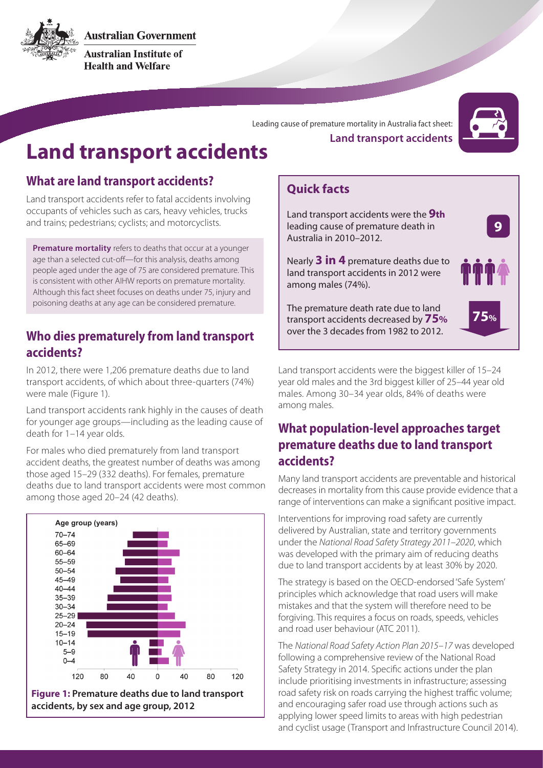# Land transport accidents

Leading cause of premature mortality in Australia fact sheet: **Land transport accidents**

## What are land transport accidents?

Land transport accidents refer to fatal accidents involving occupants of vehicles such as cars, heavy vehicles, trucks and trains; pedestrians; cyclists; and motorcyclists.

**Premature mortality** refers to deaths that occur at a younger age than a selected cut-off—for this analysis, deaths among people aged under the age of 75 are considered premature. This is consistent with other AIHW reports on premature mortality. Although this fact sheet focuses on deaths under 75, injury and poisoning deaths at any age can be considered premature.

## Quick facts

Land transport accidents were the **9th** leading cause of premature death in Australia in 2010–2012.

Nearly **3 in 4** premature deaths due to land transport accidents in 2012 were among males (74%).

The premature death rate due to land transport accidents decreased by **75%** over the 3 decades from 1982 to 2012.

## Who dies prematurely from land transport accidents?

In 2012, there were 1,206 premature deaths due to land transport accidents, of which about three-quarters (74%) were male (Figure 1).

Land transport accidents rank highly in the causes of death for younger age groups—including as the leading cause of death for 1–14 year olds.

For males who died prematurely from land transport accident deaths, the greatest number of deaths was among those aged 15–29 (332 deaths). For females, premature deaths due to land transport accidents were most common among those aged 20–24 (42 deaths).

**Figure 1: Premature deaths due to land transport accidents, by sex and age group, 2012**

Land transport accidents were the biggest killer of 15–24 year old males and the 3rd biggest killer of 25–44 year old males. Among 30–34 year olds, 84% of deaths were among males.

## What population-level approaches target premature deaths due to land transport accidents?

Many land transport accidents are preventable and historical decreases in mortality from this cause provide evidence that a range of interventions can make a significant positive impact.

Interventions for improving road safety are currently delivered by Australian, state and territory governments under the *National Road Safety Strategy 2011–2020*, which was developed with the primary aim of reducing deaths due to land transport accidents by at least 30% by 2020.

The strategy is based on the OECD-endorsed 'Safe System' principles which acknowledge that road users will make mistakes and that the system will therefore need to be forgiving. This requires a focus on roads, speeds, vehicles and road user behaviour (ATC 2011).

The *National Road Safety Action Plan 2015–17* was developed following a comprehensive review of the National Road Safety Strategy in 2014. Specific actions under the plan include prioritising investments in infrastructure; assessing road safety risk on roads carrying the highest traffic volume; and encouraging safer road use through actions such as applying lower speed limits to areas with high pedestrian and cyclist usage (Transport and Infrastructure Council 2014).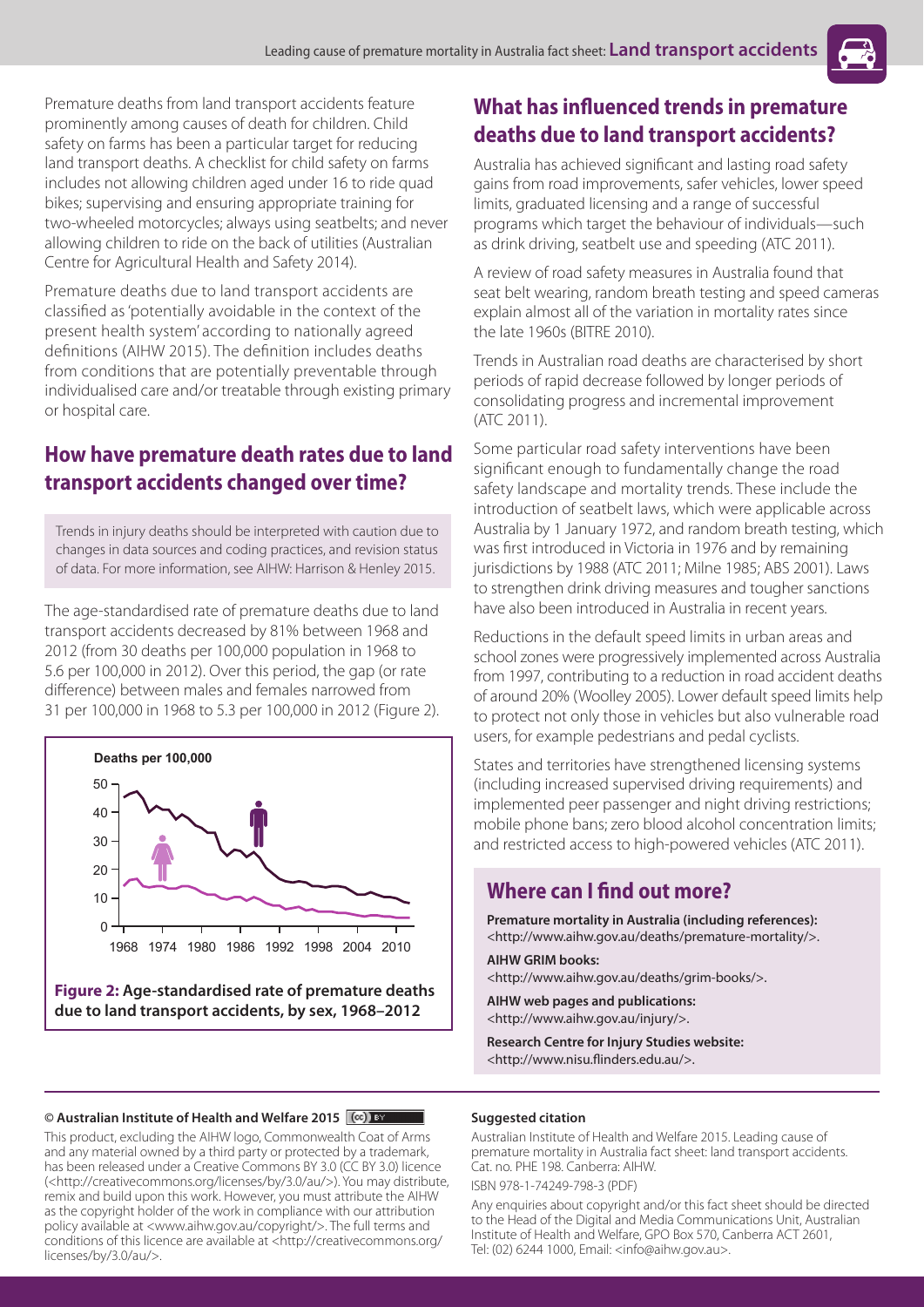Premature deaths from land transport accidents feature prominently among causes of death for children. Child safety on farms has been a particular target for reducing land transport deaths. A checklist for child safety on farms includes not allowing children aged under 16 to ride quad bikes; supervising and ensuring appropriate training for two-wheeled motorcycles; always using seatbelts; and never allowing children to ride on the back of utilities (Australian Centre for Agricultural Health and Safety 2014).

Premature deaths due to land transport accidents are classified as 'potentially avoidable in the context of the present health system' according to nationally agreed definitions (AIHW 2015). The definition includes deaths from conditions that are potentially preventable through individualised care and/or treatable through existing primary or hospital care.

## How have premature death rates due to land transport accidents changed over time?

Trends in injury deaths should be interpreted with caution due to changes in data sources and coding practices, and revision status of data. For more information, see AIHW: Harrison & Henley 2015.

The age-standardised rate of premature deaths due to land transport accidents decreased by 81% between 1968 and 2012 (from 30 deaths per 100,000 population in 1968 to 5.6 per 100,000 in 2012). Over this period, the gap (or rate difference) between males and females narrowed from 31 per 100,000 in 1968 to 5.3 per 100,000 in 2012 (Figure 2).

Deaths per 100,000

50
40
30
20
10
0

1968 1974 1980 1986 1992 1998 2004 2010

**Figure 2: Age-standardised rate of premature deaths due to land transport accidents, by sex, 1968–2012**

## What has influenced trends in premature deaths due to land transport accidents?

Australia has achieved significant and lasting road safety gains from road improvements, safer vehicles, lower speed limits, graduated licensing and a range of successful programs which target the behaviour of individuals—such as drink driving, seatbelt use and speeding (ATC 2011).

A review of road safety measures in Australia found that seat belt wearing, random breath testing and speed cameras explain almost all of the variation in mortality rates since the late 1960s (BITRE 2010).

Trends in Australian road deaths are characterised by short periods of rapid decrease followed by longer periods of consolidating progress and incremental improvement (ATC 2011).

Some particular road safety interventions have been significant enough to fundamentally change the road safety landscape and mortality trends. These include the introduction of seatbelt laws, which were applicable across Australia by 1 January 1972, and random breath testing, which was first introduced in Victoria in 1976 and by remaining jurisdictions by 1988 (ATC 2011; Milne 1985; ABS 2001). Laws to strengthen drink driving measures and tougher sanctions have also been introduced in Australia in recent years.

Reductions in the default speed limits in urban areas and school zones were progressively implemented across Australia from 1997, contributing to a reduction in road accident deaths of around 20% (Woolley 2005). Lower default speed limits help to protect not only those in vehicles but also vulnerable road users, for example pedestrians and pedal cyclists.

States and territories have strengthened licensing systems (including increased supervised driving requirements) and implemented peer passenger and night driving restrictions; mobile phone bans; zero blood alcohol concentration limits; and restricted access to high-powered vehicles (ATC 2011).

## Where can I find out more?

**Premature mortality in Australia (including references):** <http://www.aihw.gov.au/deaths/premature-mortality/>.

**AIHW GRIM books:** <http://www.aihw.gov.au/deaths/grim-books/>.

**AIHW web pages and publications:** <http://www.aihw.gov.au/injury/>.

**Research Centre for Injury Studies website:** <http://www.nisu.flinders.edu.au/>.

**© Australian Institute of Health and Welfare 2015**

This product, excluding the AIHW logo, Commonwealth Coat of Arms and any material owned by a third party or protected by a trademark, has been released under a Creative Commons BY 3.0 (CC BY 3.0) licence (<http://creativecommons.org/licenses/by/3.0/au/>). You may distribute, remix and build upon this work. However, you must attribute the AIHW as the copyright holder of the work in compliance with our attribution policy available at <www.aihw.gov.au/copyright/>. The full terms and conditions of this licence are available at <http://creativecommons.org/licenses/by/3.0/au/>.

**Suggested citation**

Australian Institute of Health and Welfare 2015. Leading cause of premature mortality in Australia fact sheet: land transport accidents. Cat. no. PHE 198. Canberra: AIHW.

ISBN 978-1-74249-798-3 (PDF)

Any enquiries about copyright and/or this fact sheet should be directed to the Head of the Digital and Media Communications Unit, Australian Institute of Health and Welfare, GPO Box 570, Canberra ACT 2601, Tel: (02) 6244 1000, Email: <info@aihw.gov.au>.